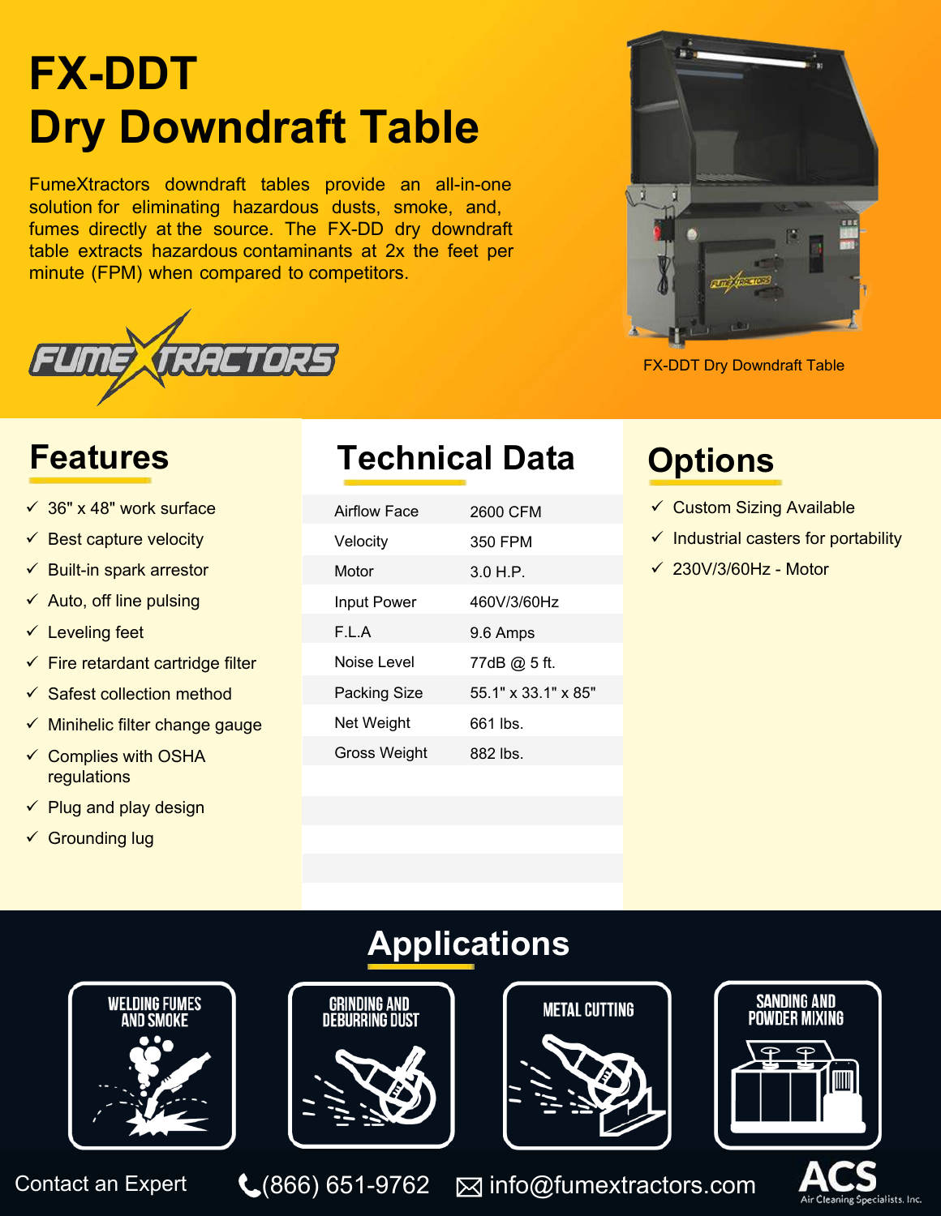# FX-DDT Dry Downdraft Table

FumeXtractors downdraft tables provide an all-in-one solution for eliminating hazardous dusts, smoke, and, fumes directly at the source. The FX-DD dry downdraft table extracts hazardous contaminants at 2x the feet per minute (FPM) when compared to competitors.

FUMEXTRACTORS

FX-DDT Dry Downdraft Table

## Features

- ✓ 36" x 48" work surface
- ✓ Best capture velocity
- ✓ Built-in spark arrestor
- ✓ Auto, off line pulsing
- ✓ Leveling feet
- ✓ Fire retardant cartridge filter
- ✓ Safest collection method
- ✓ Minihelic filter change gauge
- ✓ Complies with OSHA regulations
- ✓ Plug and play design
- ✓ Grounding lug

## Technical Data

| | |
|---|---|
| Airflow Face | 2600 CFM |
| Velocity | 350 FPM |
| Motor | 3.0 H.P. |
| Input Power | 460V/3/60Hz |
| F.L.A | 9.6 Amps |
| Noise Level | 77dB @ 5 ft. |
| Packing Size | 55.1" x 33.1" x 85" |
| Net Weight | 661 lbs. |
| Gross Weight | 882 lbs. |

## Options

- ✓ Custom Sizing Available
- ✓ Industrial casters for portability
- ✓ 230V/3/60Hz - Motor

## Applications

- WELDING FUMES AND SMOKE
- GRINDING AND DEBURRING DUST
- METAL CUTTING
- SANDING AND POWDER MIXING

Contact an Expert (866) 651-9762 info@fumextractors.com

ACS Air Cleaning Specialists, Inc.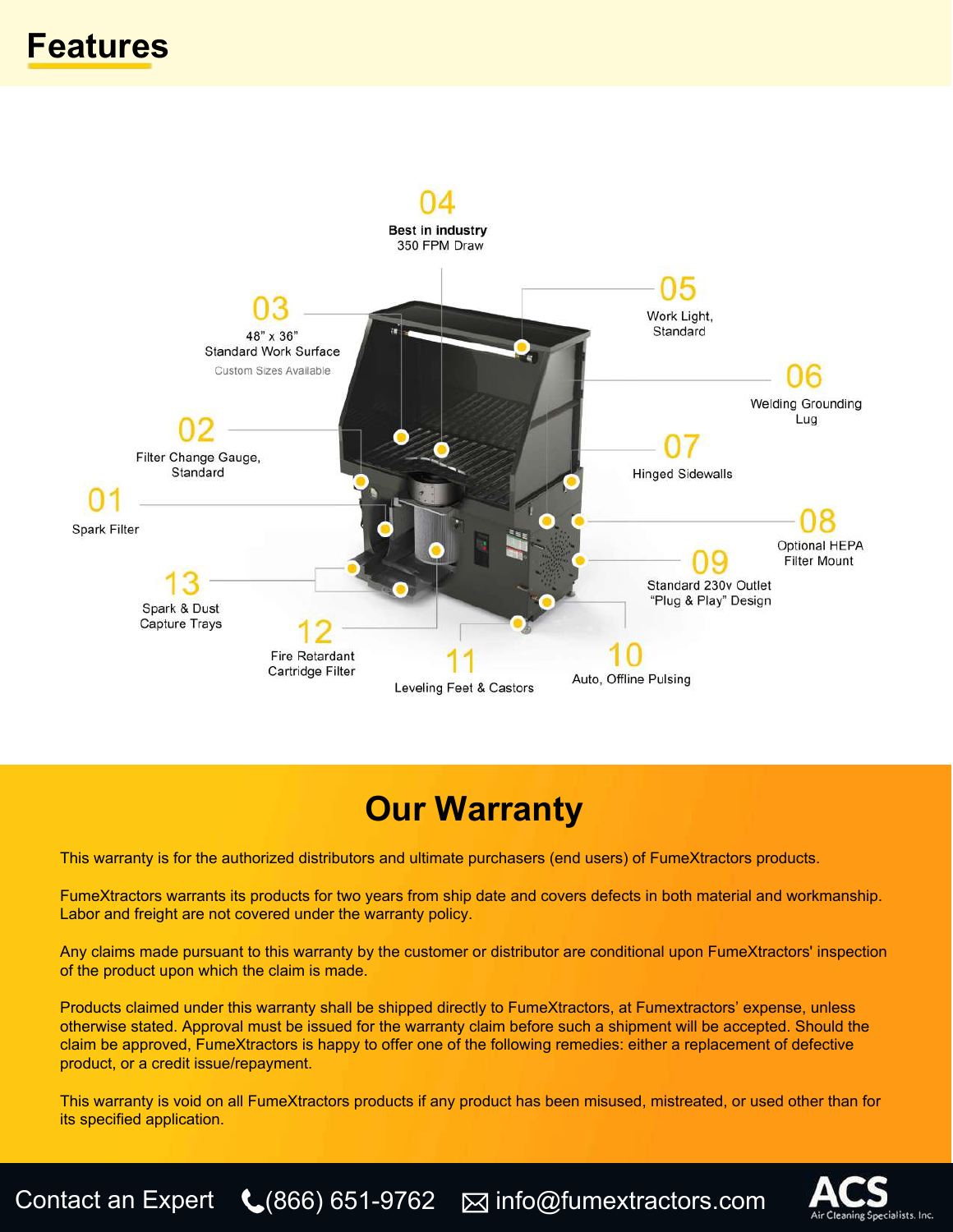# Features

04
Best in industry
350 FPM Draw

03
48" x 36"
Standard Work Surface
Custom Sizes Available

05
Work Light,
Standard

06
Welding Grounding
Lug

02
Filter Change Gauge,
Standard

07
Hinged Sidewalls

01
Spark Filter

08
Optional HEPA
Filter Mount

09
Standard 230v Outlet
"Plug & Play" Design

13
Spark & Dust
Capture Trays

12
Fire Retardant
Cartridge Filter

11
Leveling Feet & Castors

10
Auto, Offline Pulsing

## Our Warranty

This warranty is for the authorized distributors and ultimate purchasers (end users) of FumeXtractors products.

FumeXtractors warrants its products for two years from ship date and covers defects in both material and workmanship. Labor and freight are not covered under the warranty policy.

Any claims made pursuant to this warranty by the customer or distributor are conditional upon FumeXtractors' inspection of the product upon which the claim is made.

Products claimed under this warranty shall be shipped directly to FumeXtractors, at Fumextractors' expense, unless otherwise stated. Approval must be issued for the warranty claim before such a shipment will be accepted. Should the claim be approved, FumeXtractors is happy to offer one of the following remedies: either a replacement of defective product, or a credit issue/repayment.

This warranty is void on all FumeXtractors products if any product has been misused, mistreated, or used other than for its specified application.

Contact an Expert (866) 651-9762 info@fumextractors.com

ACS Air Cleaning Specialists, Inc.